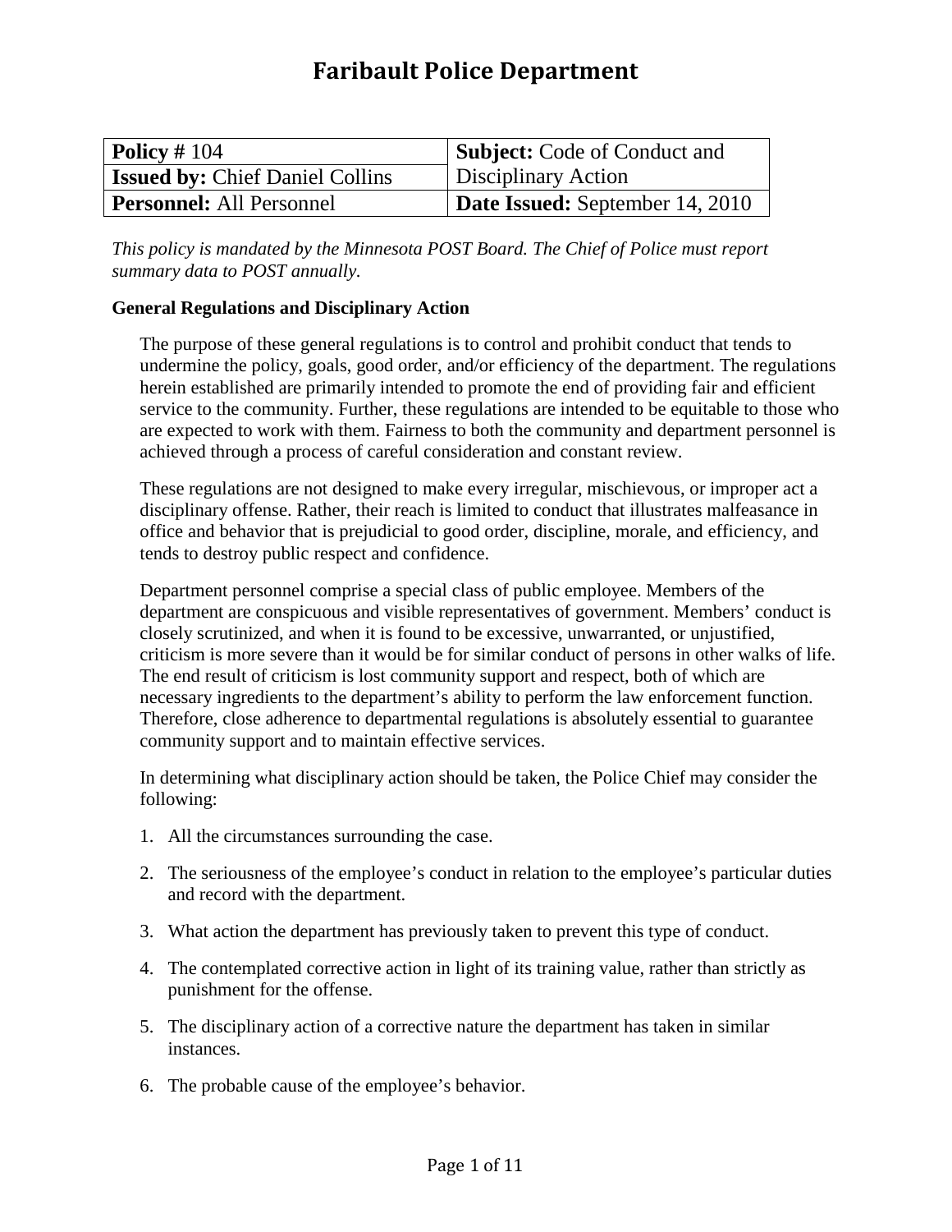# Faribault Police Department

| **Policy #** 104 | **Subject:** Code of Conduct and Disciplinary Action |
| --- | --- |
| **Issued by:** Chief Daniel Collins | |
| **Personnel:** All Personnel | **Date Issued:** September 14, 2010 |

*This policy is mandated by the Minnesota POST Board. The Chief of Police must report summary data to POST annually.*

### General Regulations and Disciplinary Action

The purpose of these general regulations is to control and prohibit conduct that tends to undermine the policy, goals, good order, and/or efficiency of the department. The regulations herein established are primarily intended to promote the end of providing fair and efficient service to the community. Further, these regulations are intended to be equitable to those who are expected to work with them. Fairness to both the community and department personnel is achieved through a process of careful consideration and constant review.

These regulations are not designed to make every irregular, mischievous, or improper act a disciplinary offense. Rather, their reach is limited to conduct that illustrates malfeasance in office and behavior that is prejudicial to good order, discipline, morale, and efficiency, and tends to destroy public respect and confidence.

Department personnel comprise a special class of public employee. Members of the department are conspicuous and visible representatives of government. Members' conduct is closely scrutinized, and when it is found to be excessive, unwarranted, or unjustified, criticism is more severe than it would be for similar conduct of persons in other walks of life. The end result of criticism is lost community support and respect, both of which are necessary ingredients to the department's ability to perform the law enforcement function. Therefore, close adherence to departmental regulations is absolutely essential to guarantee community support and to maintain effective services.

In determining what disciplinary action should be taken, the Police Chief may consider the following:

1. All the circumstances surrounding the case.
2. The seriousness of the employee's conduct in relation to the employee's particular duties and record with the department.
3. What action the department has previously taken to prevent this type of conduct.
4. The contemplated corrective action in light of its training value, rather than strictly as punishment for the offense.
5. The disciplinary action of a corrective nature the department has taken in similar instances.
6. The probable cause of the employee's behavior.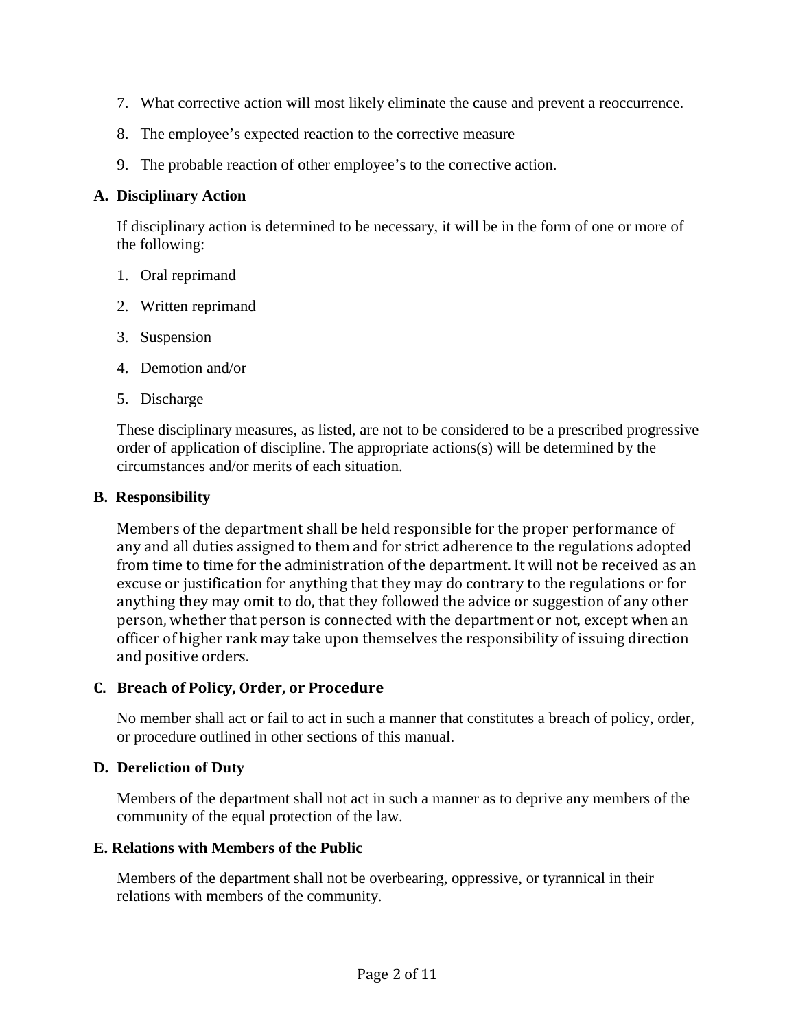7. What corrective action will most likely eliminate the cause and prevent a reoccurrence.
8. The employee's expected reaction to the corrective measure
9. The probable reaction of other employee's to the corrective action.

**A. Disciplinary Action**

If disciplinary action is determined to be necessary, it will be in the form of one or more of the following:

1. Oral reprimand
2. Written reprimand
3. Suspension
4. Demotion and/or
5. Discharge

These disciplinary measures, as listed, are not to be considered to be a prescribed progressive order of application of discipline. The appropriate actions(s) will be determined by the circumstances and/or merits of each situation.

**B. Responsibility**

Members of the department shall be held responsible for the proper performance of any and all duties assigned to them and for strict adherence to the regulations adopted from time to time for the administration of the department. It will not be received as an excuse or justification for anything that they may do contrary to the regulations or for anything they may omit to do, that they followed the advice or suggestion of any other person, whether that person is connected with the department or not, except when an officer of higher rank may take upon themselves the responsibility of issuing direction and positive orders.

**C. Breach of Policy, Order, or Procedure**

No member shall act or fail to act in such a manner that constitutes a breach of policy, order, or procedure outlined in other sections of this manual.

**D. Dereliction of Duty**

Members of the department shall not act in such a manner as to deprive any members of the community of the equal protection of the law.

**E. Relations with Members of the Public**

Members of the department shall not be overbearing, oppressive, or tyrannical in their relations with members of the community.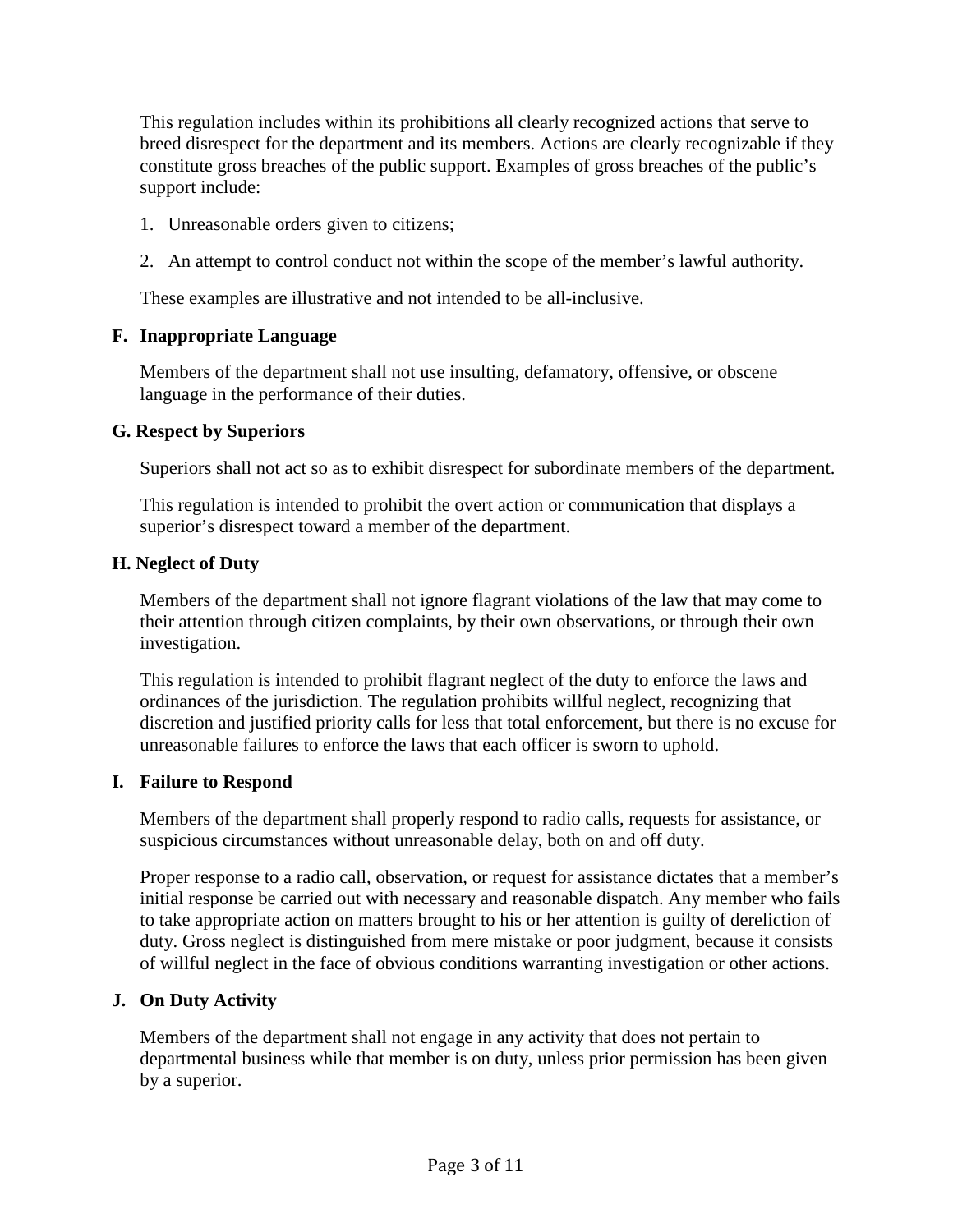This regulation includes within its prohibitions all clearly recognized actions that serve to breed disrespect for the department and its members. Actions are clearly recognizable if they constitute gross breaches of the public support. Examples of gross breaches of the public's support include:

1. Unreasonable orders given to citizens;
2. An attempt to control conduct not within the scope of the member's lawful authority.

These examples are illustrative and not intended to be all-inclusive.

### F. Inappropriate Language

Members of the department shall not use insulting, defamatory, offensive, or obscene language in the performance of their duties.

### G. Respect by Superiors

Superiors shall not act so as to exhibit disrespect for subordinate members of the department.

This regulation is intended to prohibit the overt action or communication that displays a superior's disrespect toward a member of the department.

### H. Neglect of Duty

Members of the department shall not ignore flagrant violations of the law that may come to their attention through citizen complaints, by their own observations, or through their own investigation.

This regulation is intended to prohibit flagrant neglect of the duty to enforce the laws and ordinances of the jurisdiction. The regulation prohibits willful neglect, recognizing that discretion and justified priority calls for less that total enforcement, but there is no excuse for unreasonable failures to enforce the laws that each officer is sworn to uphold.

### I. Failure to Respond

Members of the department shall properly respond to radio calls, requests for assistance, or suspicious circumstances without unreasonable delay, both on and off duty.

Proper response to a radio call, observation, or request for assistance dictates that a member's initial response be carried out with necessary and reasonable dispatch. Any member who fails to take appropriate action on matters brought to his or her attention is guilty of dereliction of duty. Gross neglect is distinguished from mere mistake or poor judgment, because it consists of willful neglect in the face of obvious conditions warranting investigation or other actions.

### J. On Duty Activity

Members of the department shall not engage in any activity that does not pertain to departmental business while that member is on duty, unless prior permission has been given by a superior.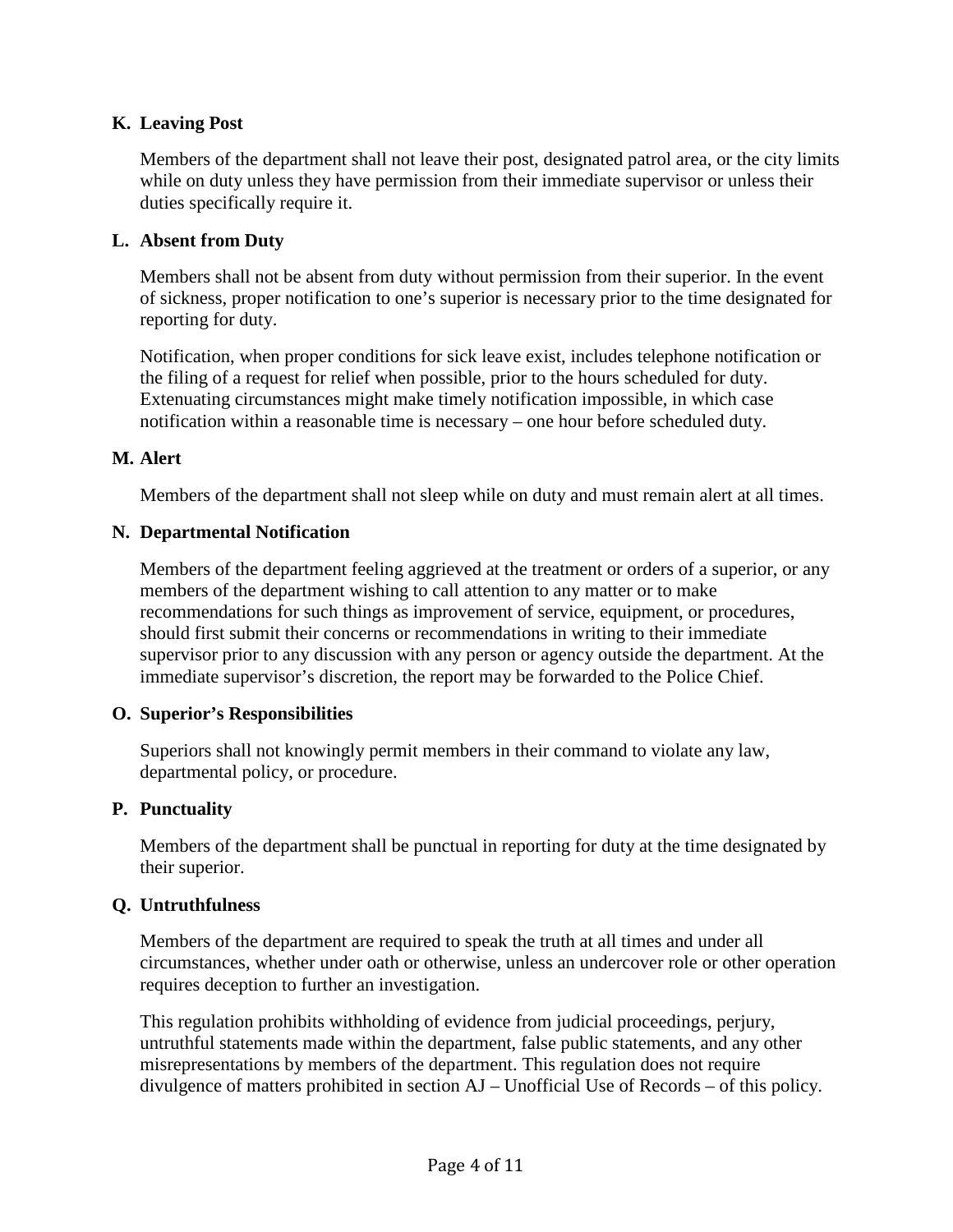**K. Leaving Post**

Members of the department shall not leave their post, designated patrol area, or the city limits while on duty unless they have permission from their immediate supervisor or unless their duties specifically require it.

**L. Absent from Duty**

Members shall not be absent from duty without permission from their superior. In the event of sickness, proper notification to one's superior is necessary prior to the time designated for reporting for duty.

Notification, when proper conditions for sick leave exist, includes telephone notification or the filing of a request for relief when possible, prior to the hours scheduled for duty. Extenuating circumstances might make timely notification impossible, in which case notification within a reasonable time is necessary – one hour before scheduled duty.

**M. Alert**

Members of the department shall not sleep while on duty and must remain alert at all times.

**N. Departmental Notification**

Members of the department feeling aggrieved at the treatment or orders of a superior, or any members of the department wishing to call attention to any matter or to make recommendations for such things as improvement of service, equipment, or procedures, should first submit their concerns or recommendations in writing to their immediate supervisor prior to any discussion with any person or agency outside the department. At the immediate supervisor's discretion, the report may be forwarded to the Police Chief.

**O. Superior's Responsibilities**

Superiors shall not knowingly permit members in their command to violate any law, departmental policy, or procedure.

**P. Punctuality**

Members of the department shall be punctual in reporting for duty at the time designated by their superior.

**Q. Untruthfulness**

Members of the department are required to speak the truth at all times and under all circumstances, whether under oath or otherwise, unless an undercover role or other operation requires deception to further an investigation.

This regulation prohibits withholding of evidence from judicial proceedings, perjury, untruthful statements made within the department, false public statements, and any other misrepresentations by members of the department. This regulation does not require divulgence of matters prohibited in section AJ – Unofficial Use of Records – of this policy.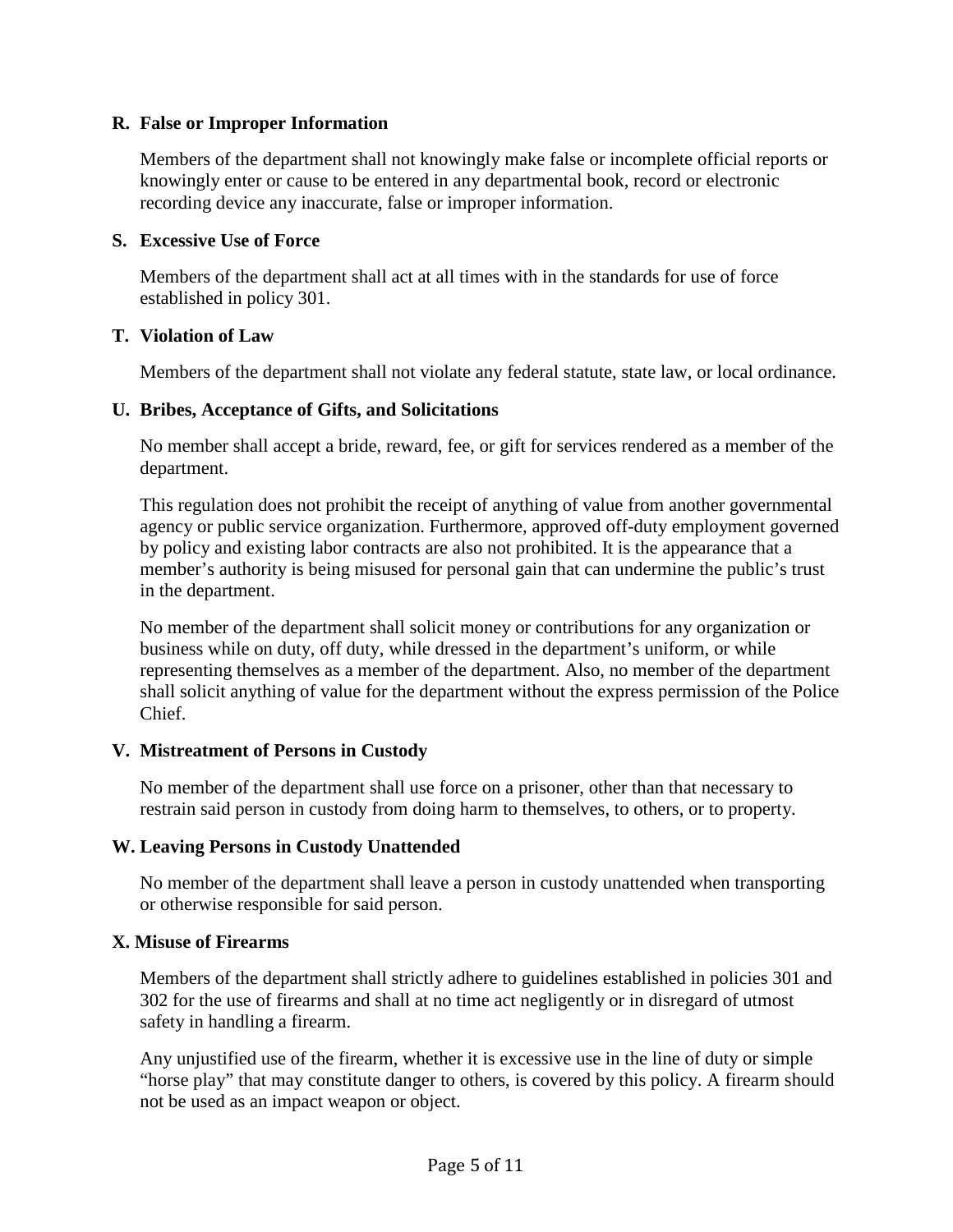**R. False or Improper Information**

Members of the department shall not knowingly make false or incomplete official reports or knowingly enter or cause to be entered in any departmental book, record or electronic recording device any inaccurate, false or improper information.

**S. Excessive Use of Force**

Members of the department shall act at all times with in the standards for use of force established in policy 301.

**T. Violation of Law**

Members of the department shall not violate any federal statute, state law, or local ordinance.

**U. Bribes, Acceptance of Gifts, and Solicitations**

No member shall accept a bride, reward, fee, or gift for services rendered as a member of the department.

This regulation does not prohibit the receipt of anything of value from another governmental agency or public service organization. Furthermore, approved off-duty employment governed by policy and existing labor contracts are also not prohibited. It is the appearance that a member's authority is being misused for personal gain that can undermine the public's trust in the department.

No member of the department shall solicit money or contributions for any organization or business while on duty, off duty, while dressed in the department's uniform, or while representing themselves as a member of the department. Also, no member of the department shall solicit anything of value for the department without the express permission of the Police Chief.

**V. Mistreatment of Persons in Custody**

No member of the department shall use force on a prisoner, other than that necessary to restrain said person in custody from doing harm to themselves, to others, or to property.

**W. Leaving Persons in Custody Unattended**

No member of the department shall leave a person in custody unattended when transporting or otherwise responsible for said person.

**X. Misuse of Firearms**

Members of the department shall strictly adhere to guidelines established in policies 301 and 302 for the use of firearms and shall at no time act negligently or in disregard of utmost safety in handling a firearm.

Any unjustified use of the firearm, whether it is excessive use in the line of duty or simple "horse play" that may constitute danger to others, is covered by this policy. A firearm should not be used as an impact weapon or object.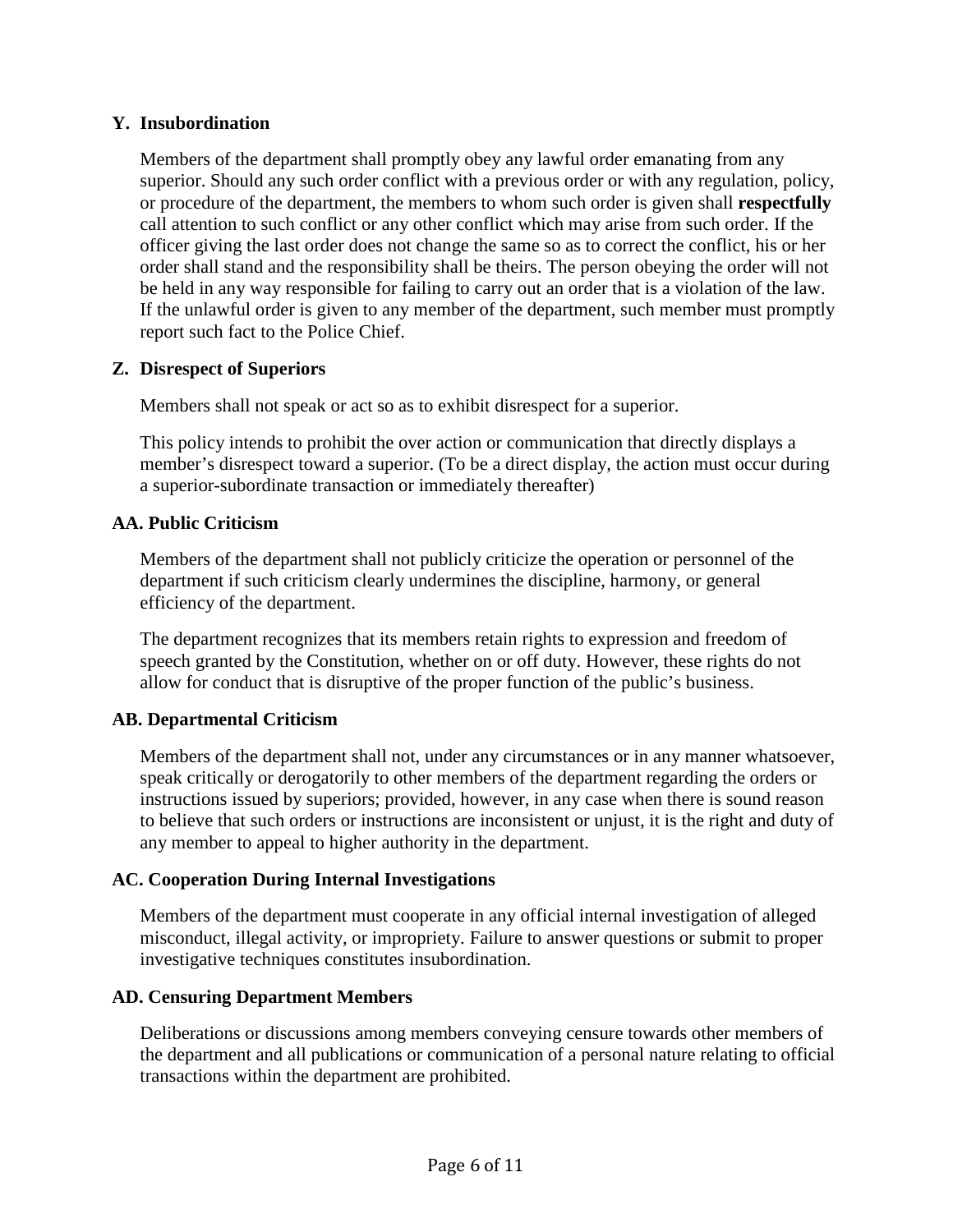### Y. Insubordination

Members of the department shall promptly obey any lawful order emanating from any superior. Should any such order conflict with a previous order or with any regulation, policy, or procedure of the department, the members to whom such order is given shall **respectfully** call attention to such conflict or any other conflict which may arise from such order. If the officer giving the last order does not change the same so as to correct the conflict, his or her order shall stand and the responsibility shall be theirs. The person obeying the order will not be held in any way responsible for failing to carry out an order that is a violation of the law. If the unlawful order is given to any member of the department, such member must promptly report such fact to the Police Chief.

### Z. Disrespect of Superiors

Members shall not speak or act so as to exhibit disrespect for a superior.

This policy intends to prohibit the over action or communication that directly displays a member's disrespect toward a superior. (To be a direct display, the action must occur during a superior-subordinate transaction or immediately thereafter)

### AA. Public Criticism

Members of the department shall not publicly criticize the operation or personnel of the department if such criticism clearly undermines the discipline, harmony, or general efficiency of the department.

The department recognizes that its members retain rights to expression and freedom of speech granted by the Constitution, whether on or off duty. However, these rights do not allow for conduct that is disruptive of the proper function of the public's business.

### AB. Departmental Criticism

Members of the department shall not, under any circumstances or in any manner whatsoever, speak critically or derogatorily to other members of the department regarding the orders or instructions issued by superiors; provided, however, in any case when there is sound reason to believe that such orders or instructions are inconsistent or unjust, it is the right and duty of any member to appeal to higher authority in the department.

### AC. Cooperation During Internal Investigations

Members of the department must cooperate in any official internal investigation of alleged misconduct, illegal activity, or impropriety. Failure to answer questions or submit to proper investigative techniques constitutes insubordination.

### AD. Censuring Department Members

Deliberations or discussions among members conveying censure towards other members of the department and all publications or communication of a personal nature relating to official transactions within the department are prohibited.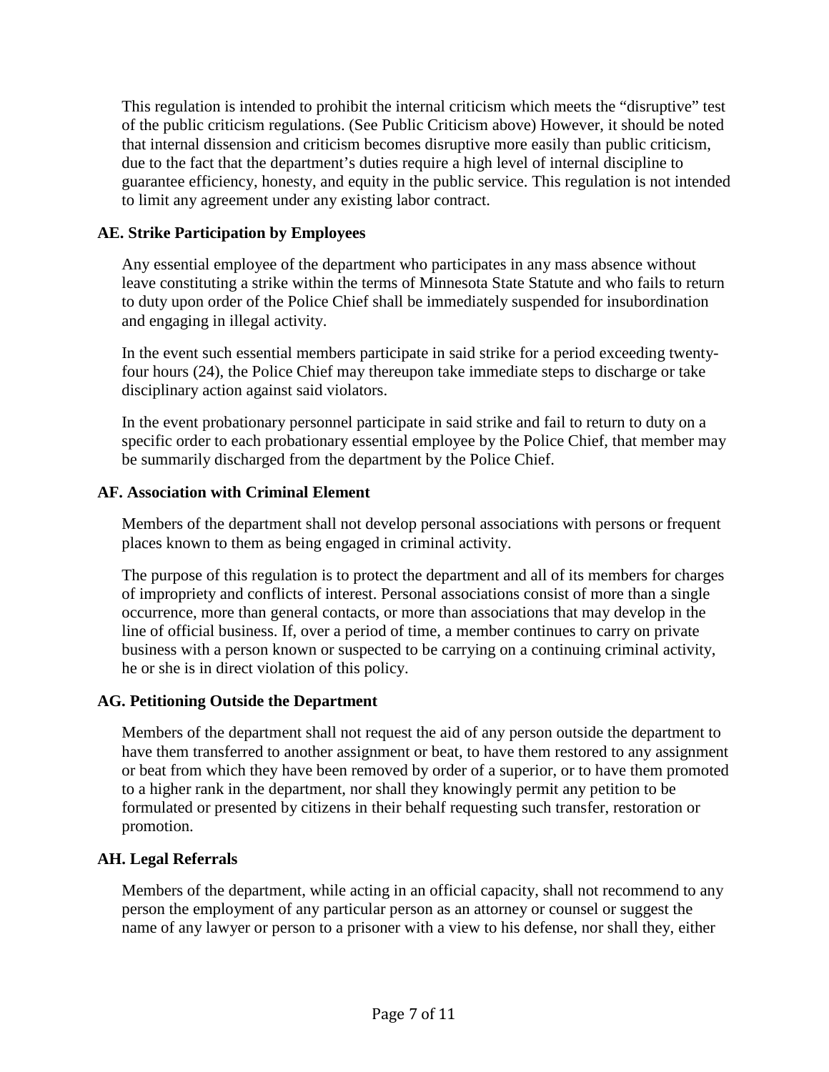This regulation is intended to prohibit the internal criticism which meets the "disruptive" test of the public criticism regulations. (See Public Criticism above) However, it should be noted that internal dissension and criticism becomes disruptive more easily than public criticism, due to the fact that the department's duties require a high level of internal discipline to guarantee efficiency, honesty, and equity in the public service. This regulation is not intended to limit any agreement under any existing labor contract.

### AE. Strike Participation by Employees

Any essential employee of the department who participates in any mass absence without leave constituting a strike within the terms of Minnesota State Statute and who fails to return to duty upon order of the Police Chief shall be immediately suspended for insubordination and engaging in illegal activity.

In the event such essential members participate in said strike for a period exceeding twenty-four hours (24), the Police Chief may thereupon take immediate steps to discharge or take disciplinary action against said violators.

In the event probationary personnel participate in said strike and fail to return to duty on a specific order to each probationary essential employee by the Police Chief, that member may be summarily discharged from the department by the Police Chief.

### AF. Association with Criminal Element

Members of the department shall not develop personal associations with persons or frequent places known to them as being engaged in criminal activity.

The purpose of this regulation is to protect the department and all of its members for charges of impropriety and conflicts of interest. Personal associations consist of more than a single occurrence, more than general contacts, or more than associations that may develop in the line of official business. If, over a period of time, a member continues to carry on private business with a person known or suspected to be carrying on a continuing criminal activity, he or she is in direct violation of this policy.

### AG. Petitioning Outside the Department

Members of the department shall not request the aid of any person outside the department to have them transferred to another assignment or beat, to have them restored to any assignment or beat from which they have been removed by order of a superior, or to have them promoted to a higher rank in the department, nor shall they knowingly permit any petition to be formulated or presented by citizens in their behalf requesting such transfer, restoration or promotion.

### AH. Legal Referrals

Members of the department, while acting in an official capacity, shall not recommend to any person the employment of any particular person as an attorney or counsel or suggest the name of any lawyer or person to a prisoner with a view to his defense, nor shall they, either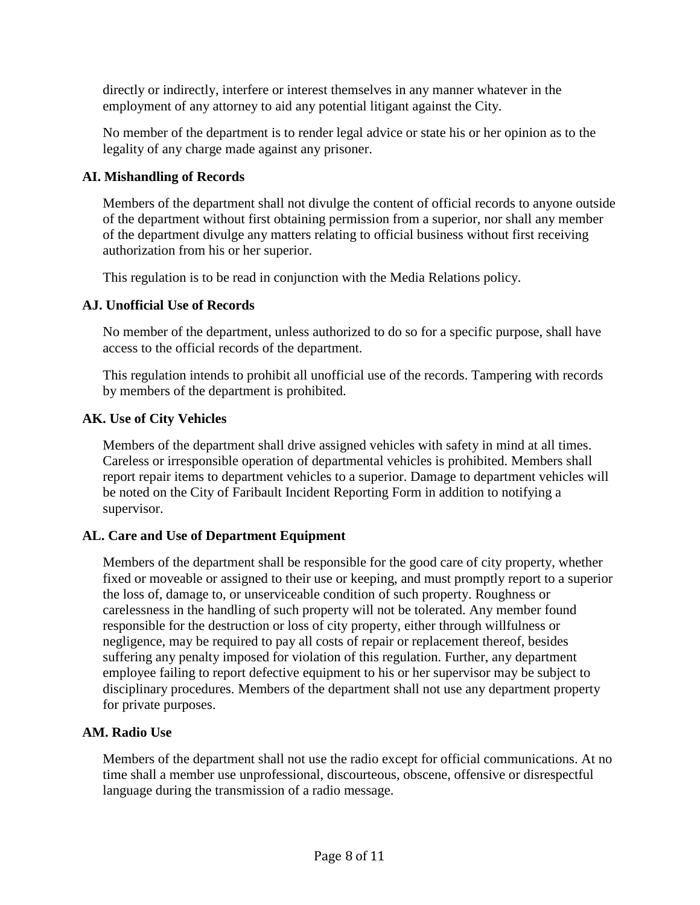directly or indirectly, interfere or interest themselves in any manner whatever in the employment of any attorney to aid any potential litigant against the City.

No member of the department is to render legal advice or state his or her opinion as to the legality of any charge made against any prisoner.

### AI. Mishandling of Records

Members of the department shall not divulge the content of official records to anyone outside of the department without first obtaining permission from a superior, nor shall any member of the department divulge any matters relating to official business without first receiving authorization from his or her superior.

This regulation is to be read in conjunction with the Media Relations policy.

### AJ. Unofficial Use of Records

No member of the department, unless authorized to do so for a specific purpose, shall have access to the official records of the department.

This regulation intends to prohibit all unofficial use of the records. Tampering with records by members of the department is prohibited.

### AK. Use of City Vehicles

Members of the department shall drive assigned vehicles with safety in mind at all times. Careless or irresponsible operation of departmental vehicles is prohibited. Members shall report repair items to department vehicles to a superior. Damage to department vehicles will be noted on the City of Faribault Incident Reporting Form in addition to notifying a supervisor.

### AL. Care and Use of Department Equipment

Members of the department shall be responsible for the good care of city property, whether fixed or moveable or assigned to their use or keeping, and must promptly report to a superior the loss of, damage to, or unserviceable condition of such property. Roughness or carelessness in the handling of such property will not be tolerated. Any member found responsible for the destruction or loss of city property, either through willfulness or negligence, may be required to pay all costs of repair or replacement thereof, besides suffering any penalty imposed for violation of this regulation. Further, any department employee failing to report defective equipment to his or her supervisor may be subject to disciplinary procedures. Members of the department shall not use any department property for private purposes.

### AM. Radio Use

Members of the department shall not use the radio except for official communications. At no time shall a member use unprofessional, discourteous, obscene, offensive or disrespectful language during the transmission of a radio message.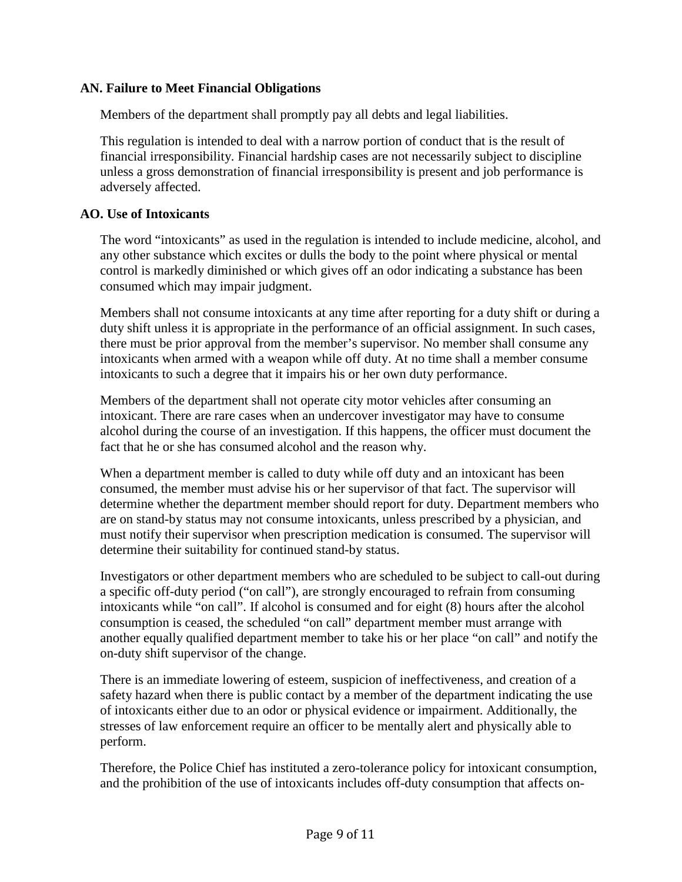### AN. Failure to Meet Financial Obligations

Members of the department shall promptly pay all debts and legal liabilities.

This regulation is intended to deal with a narrow portion of conduct that is the result of financial irresponsibility. Financial hardship cases are not necessarily subject to discipline unless a gross demonstration of financial irresponsibility is present and job performance is adversely affected.

### AO. Use of Intoxicants

The word "intoxicants" as used in the regulation is intended to include medicine, alcohol, and any other substance which excites or dulls the body to the point where physical or mental control is markedly diminished or which gives off an odor indicating a substance has been consumed which may impair judgment.

Members shall not consume intoxicants at any time after reporting for a duty shift or during a duty shift unless it is appropriate in the performance of an official assignment. In such cases, there must be prior approval from the member's supervisor. No member shall consume any intoxicants when armed with a weapon while off duty. At no time shall a member consume intoxicants to such a degree that it impairs his or her own duty performance.

Members of the department shall not operate city motor vehicles after consuming an intoxicant. There are rare cases when an undercover investigator may have to consume alcohol during the course of an investigation. If this happens, the officer must document the fact that he or she has consumed alcohol and the reason why.

When a department member is called to duty while off duty and an intoxicant has been consumed, the member must advise his or her supervisor of that fact. The supervisor will determine whether the department member should report for duty. Department members who are on stand-by status may not consume intoxicants, unless prescribed by a physician, and must notify their supervisor when prescription medication is consumed. The supervisor will determine their suitability for continued stand-by status.

Investigators or other department members who are scheduled to be subject to call-out during a specific off-duty period ("on call"), are strongly encouraged to refrain from consuming intoxicants while "on call". If alcohol is consumed and for eight (8) hours after the alcohol consumption is ceased, the scheduled "on call" department member must arrange with another equally qualified department member to take his or her place "on call" and notify the on-duty shift supervisor of the change.

There is an immediate lowering of esteem, suspicion of ineffectiveness, and creation of a safety hazard when there is public contact by a member of the department indicating the use of intoxicants either due to an odor or physical evidence or impairment. Additionally, the stresses of law enforcement require an officer to be mentally alert and physically able to perform.

Therefore, the Police Chief has instituted a zero-tolerance policy for intoxicant consumption, and the prohibition of the use of intoxicants includes off-duty consumption that affects on-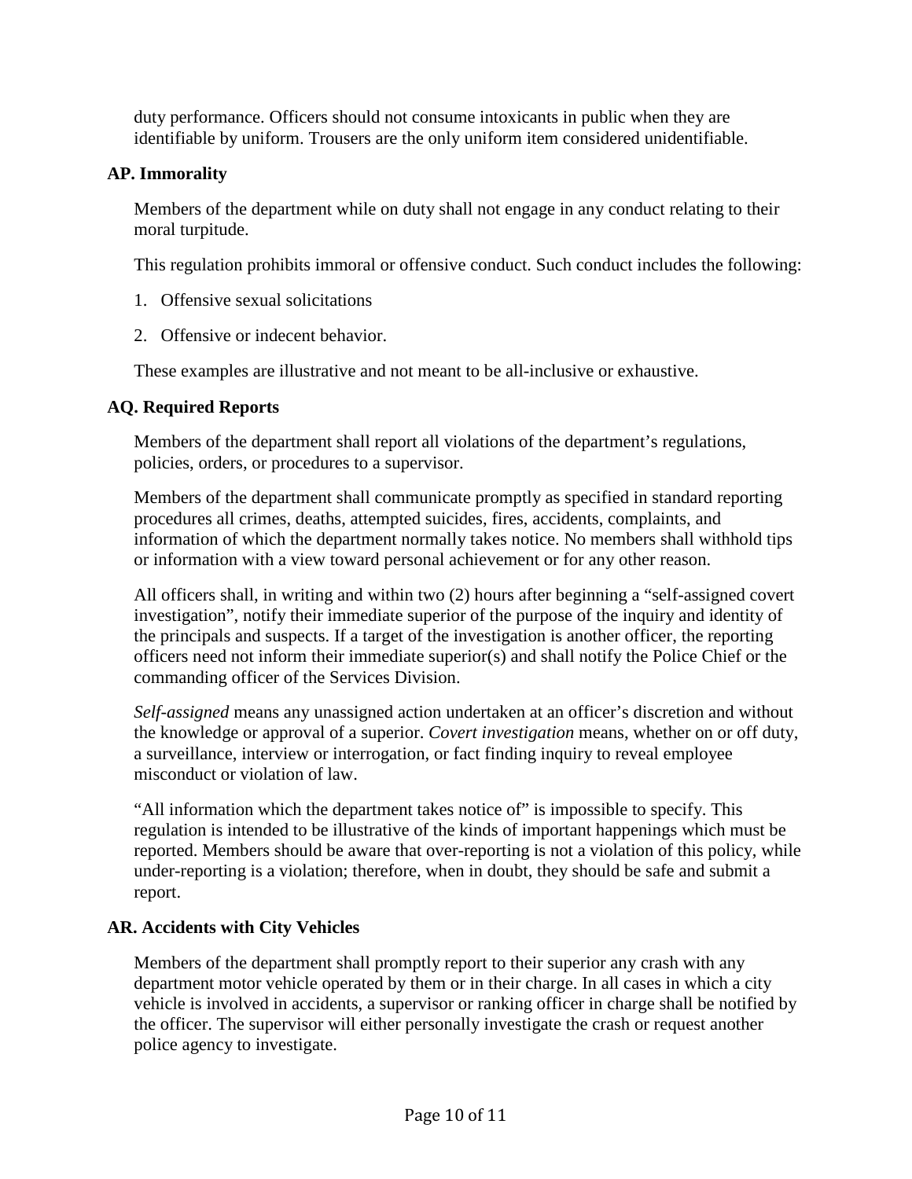duty performance. Officers should not consume intoxicants in public when they are identifiable by uniform. Trousers are the only uniform item considered unidentifiable.

### AP. Immorality

Members of the department while on duty shall not engage in any conduct relating to their moral turpitude.

This regulation prohibits immoral or offensive conduct. Such conduct includes the following:

1. Offensive sexual solicitations
2. Offensive or indecent behavior.

These examples are illustrative and not meant to be all-inclusive or exhaustive.

### AQ. Required Reports

Members of the department shall report all violations of the department's regulations, policies, orders, or procedures to a supervisor.

Members of the department shall communicate promptly as specified in standard reporting procedures all crimes, deaths, attempted suicides, fires, accidents, complaints, and information of which the department normally takes notice. No members shall withhold tips or information with a view toward personal achievement or for any other reason.

All officers shall, in writing and within two (2) hours after beginning a "self-assigned covert investigation", notify their immediate superior of the purpose of the inquiry and identity of the principals and suspects. If a target of the investigation is another officer, the reporting officers need not inform their immediate superior(s) and shall notify the Police Chief or the commanding officer of the Services Division.

*Self-assigned* means any unassigned action undertaken at an officer's discretion and without the knowledge or approval of a superior. *Covert investigation* means, whether on or off duty, a surveillance, interview or interrogation, or fact finding inquiry to reveal employee misconduct or violation of law.

"All information which the department takes notice of" is impossible to specify. This regulation is intended to be illustrative of the kinds of important happenings which must be reported. Members should be aware that over-reporting is not a violation of this policy, while under-reporting is a violation; therefore, when in doubt, they should be safe and submit a report.

### AR. Accidents with City Vehicles

Members of the department shall promptly report to their superior any crash with any department motor vehicle operated by them or in their charge. In all cases in which a city vehicle is involved in accidents, a supervisor or ranking officer in charge shall be notified by the officer. The supervisor will either personally investigate the crash or request another police agency to investigate.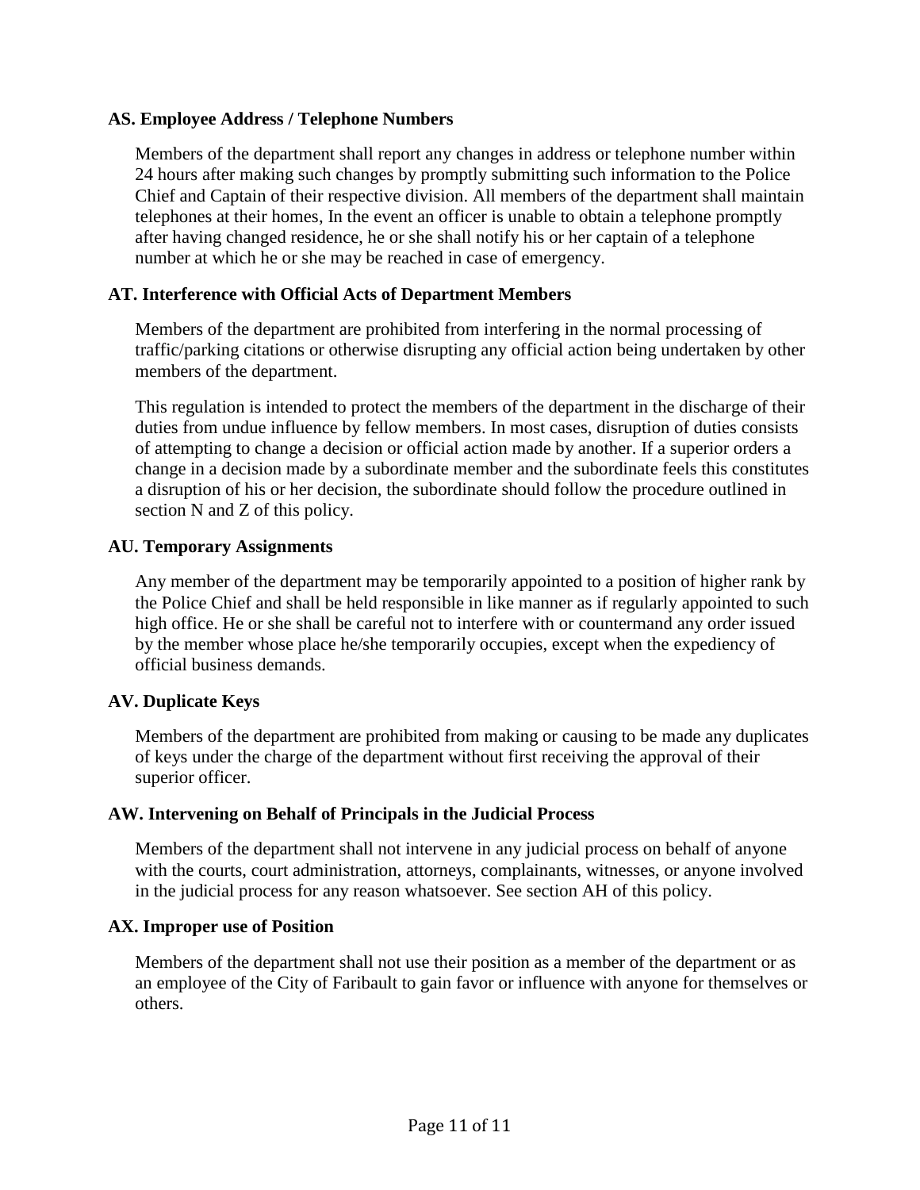**AS. Employee Address / Telephone Numbers**

Members of the department shall report any changes in address or telephone number within 24 hours after making such changes by promptly submitting such information to the Police Chief and Captain of their respective division. All members of the department shall maintain telephones at their homes, In the event an officer is unable to obtain a telephone promptly after having changed residence, he or she shall notify his or her captain of a telephone number at which he or she may be reached in case of emergency.

**AT. Interference with Official Acts of Department Members**

Members of the department are prohibited from interfering in the normal processing of traffic/parking citations or otherwise disrupting any official action being undertaken by other members of the department.

This regulation is intended to protect the members of the department in the discharge of their duties from undue influence by fellow members. In most cases, disruption of duties consists of attempting to change a decision or official action made by another. If a superior orders a change in a decision made by a subordinate member and the subordinate feels this constitutes a disruption of his or her decision, the subordinate should follow the procedure outlined in section N and Z of this policy.

**AU. Temporary Assignments**

Any member of the department may be temporarily appointed to a position of higher rank by the Police Chief and shall be held responsible in like manner as if regularly appointed to such high office. He or she shall be careful not to interfere with or countermand any order issued by the member whose place he/she temporarily occupies, except when the expediency of official business demands.

**AV. Duplicate Keys**

Members of the department are prohibited from making or causing to be made any duplicates of keys under the charge of the department without first receiving the approval of their superior officer.

**AW. Intervening on Behalf of Principals in the Judicial Process**

Members of the department shall not intervene in any judicial process on behalf of anyone with the courts, court administration, attorneys, complainants, witnesses, or anyone involved in the judicial process for any reason whatsoever. See section AH of this policy.

**AX. Improper use of Position**

Members of the department shall not use their position as a member of the department or as an employee of the City of Faribault to gain favor or influence with anyone for themselves or others.